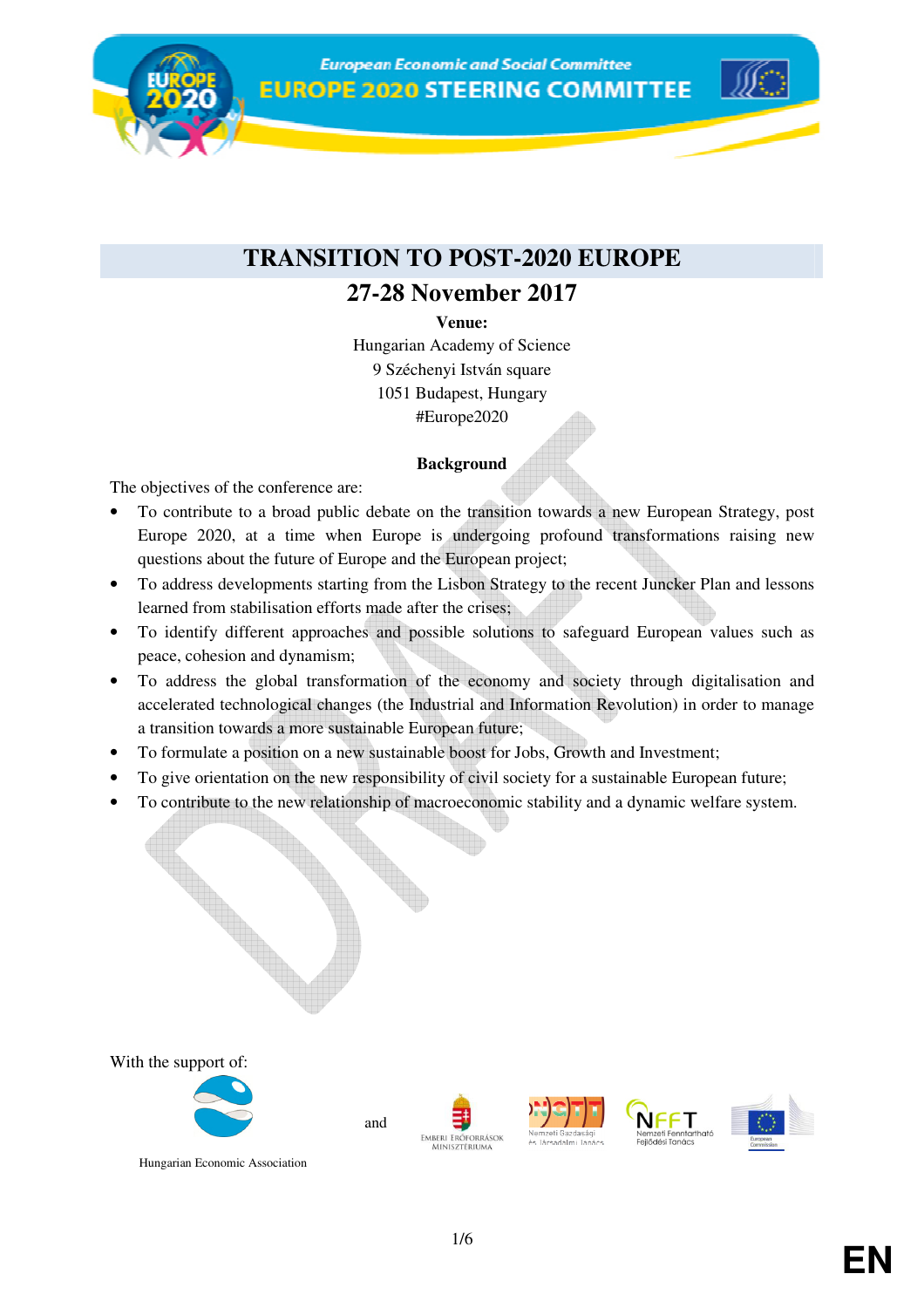European Economic and Social Committee

EUROPE 2020 STEERING COMMITTEE

# TRANSITION TO POST-2020 EUROPE

## 27-28 November 2017

**Venue:**

Hungarian Academy of Science
9 Széchenyi István square
1051 Budapest, Hungary
#Europe2020

**Background**

The objectives of the conference are:

- To contribute to a broad public debate on the transition towards a new European Strategy, post Europe 2020, at a time when Europe is undergoing profound transformations raising new questions about the future of Europe and the European project;
- To address developments starting from the Lisbon Strategy to the recent Juncker Plan and lessons learned from stabilisation efforts made after the crises;
- To identify different approaches and possible solutions to safeguard European values such as peace, cohesion and dynamism;
- To address the global transformation of the economy and society through digitalisation and accelerated technological changes (the Industrial and Information Revolution) in order to manage a transition towards a more sustainable European future;
- To formulate a position on a new sustainable boost for Jobs, Growth and Investment;
- To give orientation on the new responsibility of civil society for a sustainable European future;
- To contribute to the new relationship of macroeconomic stability and a dynamic welfare system.

With the support of:

Hungarian Economic Association

and

EMBERI ERŐFORRÁSOK MINISZTÉRIUMA

Nemzeti Gazdasági és Társadalmi Tanács

Nemzeti Fenntartható Fejlődési Tanács

European Commission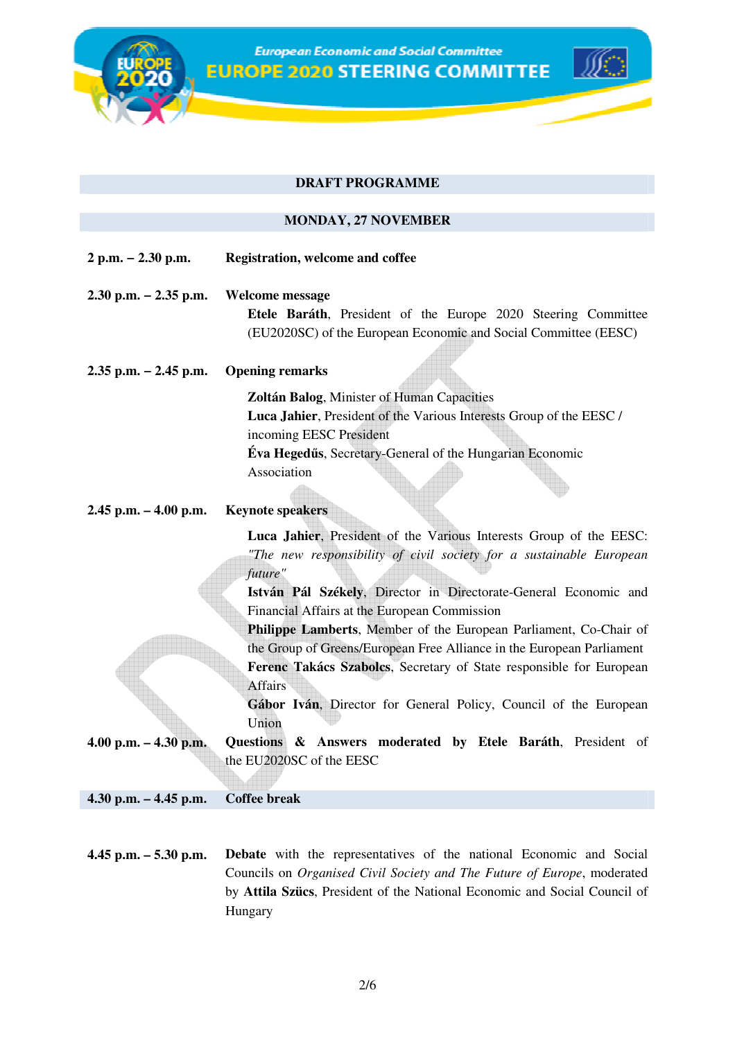European Economic and Social Committee

EUROPE 2020 STEERING COMMITTEE

## DRAFT PROGRAMME

## MONDAY, 27 NOVEMBER

**2 p.m. – 2.30 p.m.** **Registration, welcome and coffee**

**2.30 p.m. – 2.35 p.m.** **Welcome message**

**Etele Baráth**, President of the Europe 2020 Steering Committee (EU2020SC) of the European Economic and Social Committee (EESC)

**2.35 p.m. – 2.45 p.m.** **Opening remarks**

**Zoltán Balog**, Minister of Human Capacities
**Luca Jahier**, President of the Various Interests Group of the EESC / incoming EESC President
**Éva Hegedűs**, Secretary-General of the Hungarian Economic Association

**2.45 p.m. – 4.00 p.m.** **Keynote speakers**

**Luca Jahier**, President of the Various Interests Group of the EESC: *"The new responsibility of civil society for a sustainable European future"*
**István Pál Székely**, Director in Directorate-General Economic and Financial Affairs at the European Commission
**Philippe Lamberts**, Member of the European Parliament, Co-Chair of the Group of Greens/European Free Alliance in the European Parliament
**Ferenc Takács Szabolcs**, Secretary of State responsible for European Affairs
**Gábor Iván**, Director for General Policy, Council of the European Union

**4.00 p.m. – 4.30 p.m.** **Questions & Answers moderated by Etele Baráth**, President of the EU2020SC of the EESC

**4.30 p.m. – 4.45 p.m.** **Coffee break**

**4.45 p.m. – 5.30 p.m.** **Debate** with the representatives of the national Economic and Social Councils on *Organised Civil Society and The Future of Europe*, moderated by **Attila Szűcs**, President of the National Economic and Social Council of Hungary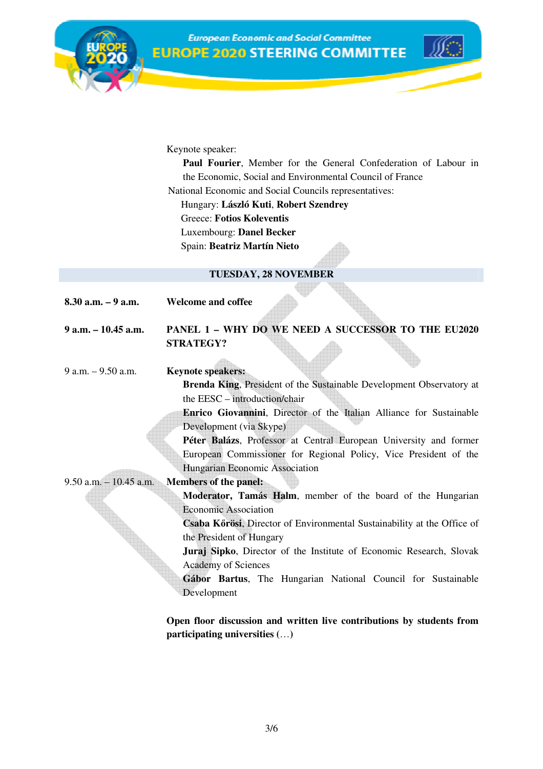Keynote speaker:

**Paul Fourier**, Member for the General Confederation of Labour in the Economic, Social and Environmental Council of France

National Economic and Social Councils representatives:

Hungary: **László Kuti**, **Robert Szendrey**
Greece: **Fotios Koleventis**
Luxembourg: **Danel Becker**
Spain: **Beatriz Martín Nieto**

## TUESDAY, 28 NOVEMBER

**8.30 a.m. – 9 a.m.** **Welcome and coffee**

**9 a.m. – 10.45 a.m.** **PANEL 1 – WHY DO WE NEED A SUCCESSOR TO THE EU2020 STRATEGY?**

9 a.m. – 9.50 a.m. **Keynote speakers:**

**Brenda King**, President of the Sustainable Development Observatory at the EESC – introduction/chair

**Enrico Giovannini**, Director of the Italian Alliance for Sustainable Development (via Skype)

**Péter Balázs**, Professor at Central European University and former European Commissioner for Regional Policy, Vice President of the Hungarian Economic Association

9.50 a.m. – 10.45 a.m. **Members of the panel:**

**Moderator, Tamás Halm**, member of the board of the Hungarian Economic Association

**Csaba Kőrösi**, Director of Environmental Sustainability at the Office of the President of Hungary

**Juraj Sipko**, Director of the Institute of Economic Research, Slovak Academy of Sciences

**Gábor Bartus**, The Hungarian National Council for Sustainable Development

**Open floor discussion and written live contributions by students from participating universities** (…)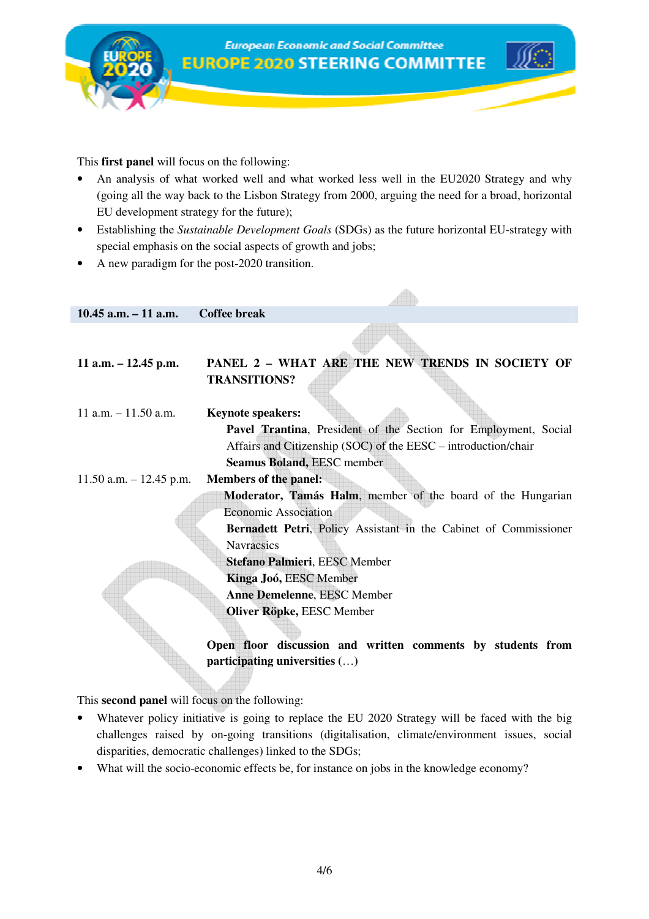This **first panel** will focus on the following:

- An analysis of what worked well and what worked less well in the EU2020 Strategy and why (going all the way back to the Lisbon Strategy from 2000, arguing the need for a broad, horizontal EU development strategy for the future);
- Establishing the *Sustainable Development Goals* (SDGs) as the future horizontal EU-strategy with special emphasis on the social aspects of growth and jobs;
- A new paradigm for the post-2020 transition.

| | |
|---|---|
| **10.45 a.m. – 11 a.m.** | **Coffee break** |

| | |
|---|---|
| **11 a.m. – 12.45 p.m.** | **PANEL 2 – WHAT ARE THE NEW TRENDS IN SOCIETY OF TRANSITIONS?** |
| 11 a.m. – 11.50 a.m. | **Keynote speakers:**<br>**Pavel Trantina**, President of the Section for Employment, Social Affairs and Citizenship (SOC) of the EESC – introduction/chair<br>**Seamus Boland,** EESC member |
| 11.50 a.m. – 12.45 p.m. | **Members of the panel:**<br>**Moderator, Tamás Halm**, member of the board of the Hungarian Economic Association<br>**Bernadett Petri**, Policy Assistant in the Cabinet of Commissioner Navracsics<br>**Stefano Palmieri**, EESC Member<br>**Kinga Joó,** EESC Member<br>**Anne Demelenne**, EESC Member<br>**Oliver Röpke,** EESC Member<br><br>**Open floor discussion and written comments by students from participating universities** (…) |

This **second panel** will focus on the following:

- Whatever policy initiative is going to replace the EU 2020 Strategy will be faced with the big challenges raised by on-going transitions (digitalisation, climate/environment issues, social disparities, democratic challenges) linked to the SDGs;
- What will the socio-economic effects be, for instance on jobs in the knowledge economy?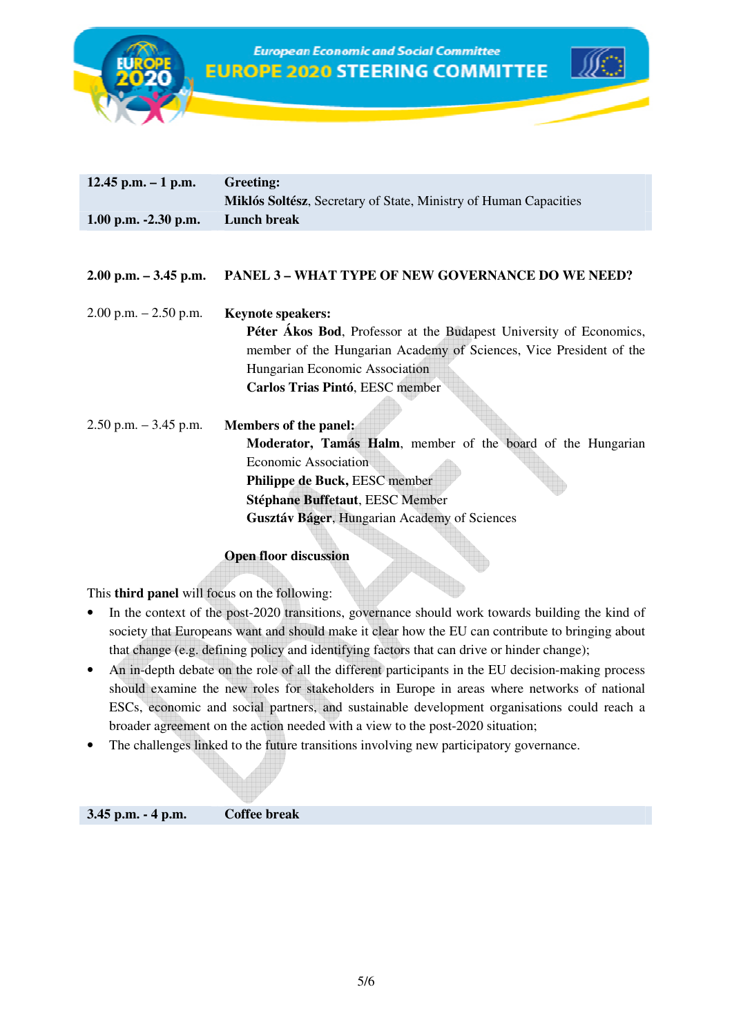| | |
|---|---|
| **12.45 p.m. – 1 p.m.** | **Greeting:** **Miklós Soltész**, Secretary of State, Ministry of Human Capacities |
| **1.00 p.m. -2.30 p.m.** | **Lunch break** |

**2.00 p.m. – 3.45 p.m.** **PANEL 3 – WHAT TYPE OF NEW GOVERNANCE DO WE NEED?**

2.00 p.m. – 2.50 p.m. **Keynote speakers:**

**Péter Ákos Bod**, Professor at the Budapest University of Economics, member of the Hungarian Academy of Sciences, Vice President of the Hungarian Economic Association
**Carlos Trias Pintó**, EESC member

2.50 p.m. – 3.45 p.m. **Members of the panel:**

**Moderator, Tamás Halm**, member of the board of the Hungarian Economic Association
**Philippe de Buck,** EESC member
**Stéphane Buffetaut**, EESC Member
**Gusztáv Báger**, Hungarian Academy of Sciences

**Open floor discussion**

This **third panel** will focus on the following:

- In the context of the post-2020 transitions, governance should work towards building the kind of society that Europeans want and should make it clear how the EU can contribute to bringing about that change (e.g. defining policy and identifying factors that can drive or hinder change);
- An in-depth debate on the role of all the different participants in the EU decision-making process should examine the new roles for stakeholders in Europe in areas where networks of national ESCs, economic and social partners, and sustainable development organisations could reach a broader agreement on the action needed with a view to the post-2020 situation;
- The challenges linked to the future transitions involving new participatory governance.

| | |
|---|---|
| **3.45 p.m. - 4 p.m.** | **Coffee break** |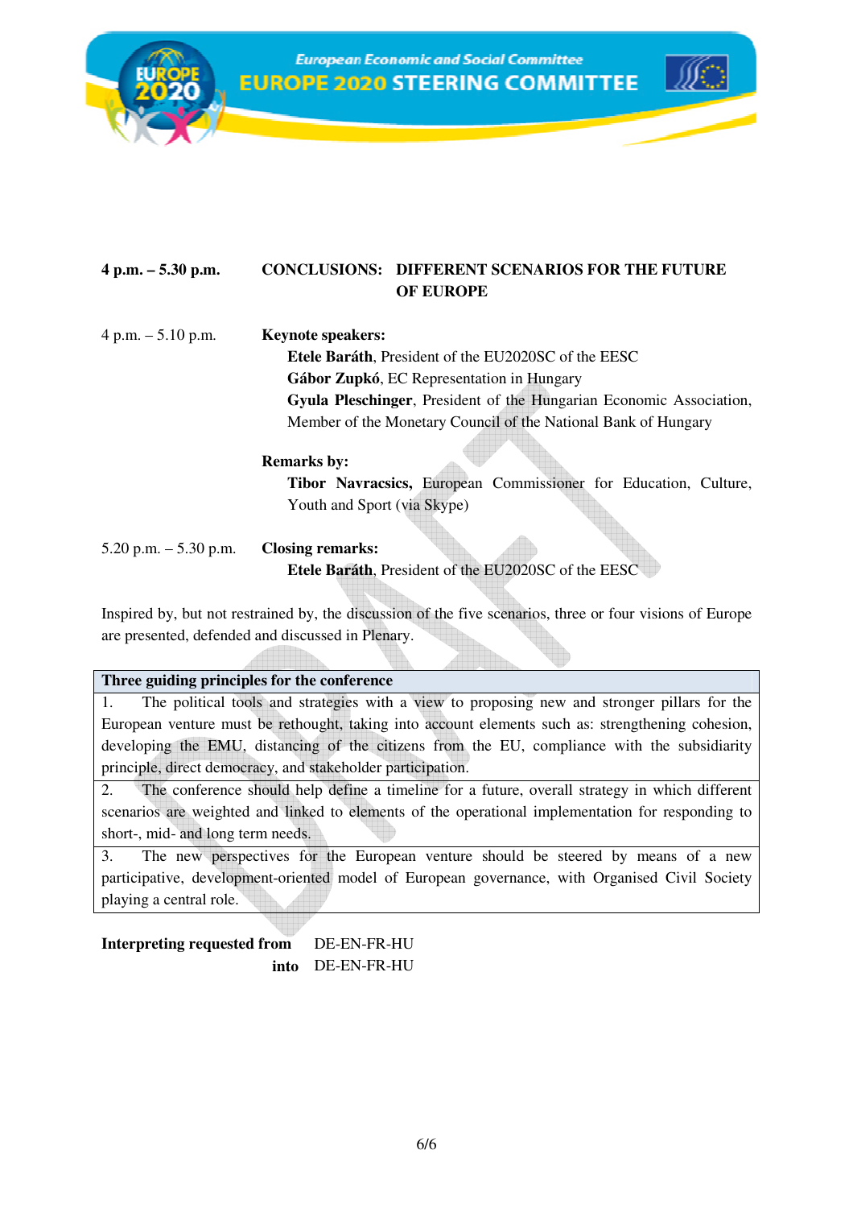| | | |
|---|---|---|
| **4 p.m. – 5.30 p.m.** | **CONCLUSIONS: DIFFERENT SCENARIOS FOR THE FUTURE OF EUROPE** | |
| 4 p.m. – 5.10 p.m. | **Keynote speakers:**<br>**Etele Baráth**, President of the EU2020SC of the EESC<br>**Gábor Zupkó**, EC Representation in Hungary<br>**Gyula Pleschinger**, President of the Hungarian Economic Association, Member of the Monetary Council of the National Bank of Hungary | |
| | **Remarks by:**<br>**Tibor Navracsics,** European Commissioner for Education, Culture, Youth and Sport (via Skype) | |
| 5.20 p.m. – 5.30 p.m. | **Closing remarks:**<br>**Etele Baráth**, President of the EU2020SC of the EESC | |

Inspired by, but not restrained by, the discussion of the five scenarios, three or four visions of Europe are presented, defended and discussed in Plenary.

| **Three guiding principles for the conference** |
|---|
| 1. The political tools and strategies with a view to proposing new and stronger pillars for the European venture must be rethought, taking into account elements such as: strengthening cohesion, developing the EMU, distancing of the citizens from the EU, compliance with the subsidiarity principle, direct democracy, and stakeholder participation. |
| 2. The conference should help define a timeline for a future, overall strategy in which different scenarios are weighted and linked to elements of the operational implementation for responding to short-, mid- and long term needs. |
| 3. The new perspectives for the European venture should be steered by means of a new participative, development-oriented model of European governance, with Organised Civil Society playing a central role. |

**Interpreting requested from** DE-EN-FR-HU
**into** DE-EN-FR-HU